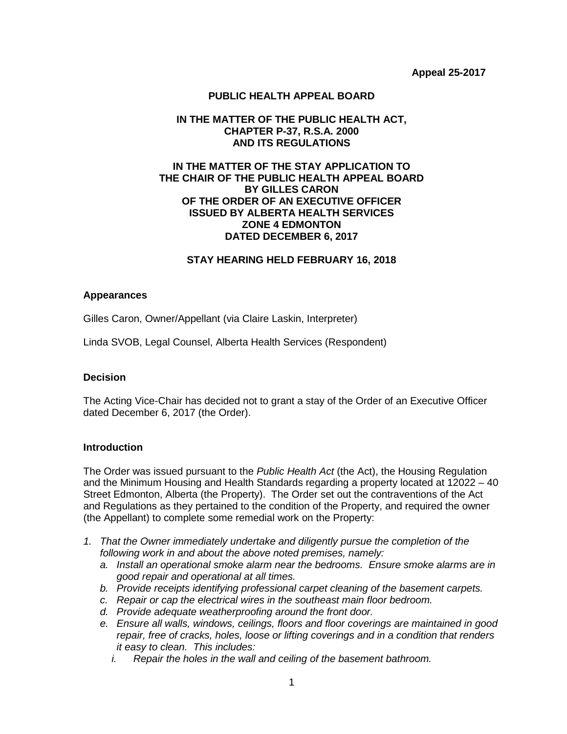**Appeal 25-2017**

**PUBLIC HEALTH APPEAL BOARD**

**IN THE MATTER OF THE PUBLIC HEALTH ACT, CHAPTER P-37, R.S.A. 2000 AND ITS REGULATIONS**

**IN THE MATTER OF THE STAY APPLICATION TO THE CHAIR OF THE PUBLIC HEALTH APPEAL BOARD BY GILLES CARON OF THE ORDER OF AN EXECUTIVE OFFICER ISSUED BY ALBERTA HEALTH SERVICES ZONE 4 EDMONTON DATED DECEMBER 6, 2017**

**STAY HEARING HELD FEBRUARY 16, 2018**

### Appearances

Gilles Caron, Owner/Appellant (via Claire Laskin, Interpreter)

Linda SVOB, Legal Counsel, Alberta Health Services (Respondent)

### Decision

The Acting Vice-Chair has decided not to grant a stay of the Order of an Executive Officer dated December 6, 2017 (the Order).

### Introduction

The Order was issued pursuant to the *Public Health Act* (the Act), the Housing Regulation and the Minimum Housing and Health Standards regarding a property located at 12022 – 40 Street Edmonton, Alberta (the Property). The Order set out the contraventions of the Act and Regulations as they pertained to the condition of the Property, and required the owner (the Appellant) to complete some remedial work on the Property:

1. *That the Owner immediately undertake and diligently pursue the completion of the following work in and about the above noted premises, namely:*
   a. *Install an operational smoke alarm near the bedrooms. Ensure smoke alarms are in good repair and operational at all times.*
   b. *Provide receipts identifying professional carpet cleaning of the basement carpets.*
   c. *Repair or cap the electrical wires in the southeast main floor bedroom.*
   d. *Provide adequate weatherproofing around the front door.*
   e. *Ensure all walls, windows, ceilings, floors and floor coverings are maintained in good repair, free of cracks, holes, loose or lifting coverings and in a condition that renders it easy to clean. This includes:*
      i. *Repair the holes in the wall and ceiling of the basement bathroom.*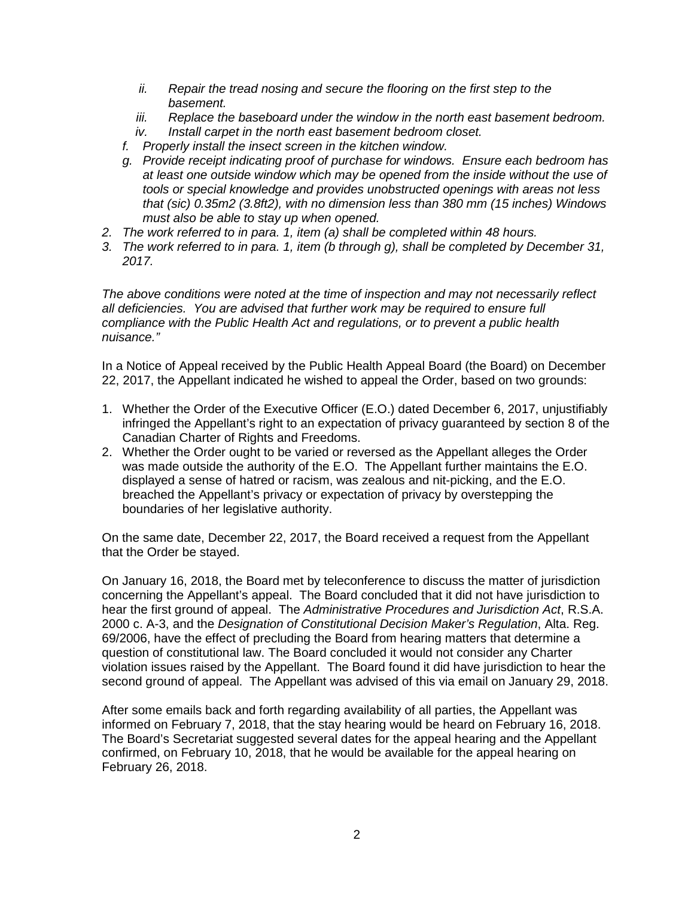*ii. Repair the tread nosing and secure the flooring on the first step to the basement.*

*iii. Replace the baseboard under the window in the north east basement bedroom.*

*iv. Install carpet in the north east basement bedroom closet.*

*f. Properly install the insect screen in the kitchen window.*

*g. Provide receipt indicating proof of purchase for windows. Ensure each bedroom has at least one outside window which may be opened from the inside without the use of tools or special knowledge and provides unobstructed openings with areas not less that (sic) 0.35m2 (3.8ft2), with no dimension less than 380 mm (15 inches) Windows must also be able to stay up when opened.*

*2. The work referred to in para. 1, item (a) shall be completed within 48 hours.*

*3. The work referred to in para. 1, item (b through g), shall be completed by December 31, 2017.*

*The above conditions were noted at the time of inspection and may not necessarily reflect all deficiencies. You are advised that further work may be required to ensure full compliance with the Public Health Act and regulations, or to prevent a public health nuisance."*

In a Notice of Appeal received by the Public Health Appeal Board (the Board) on December 22, 2017, the Appellant indicated he wished to appeal the Order, based on two grounds:

1. Whether the Order of the Executive Officer (E.O.) dated December 6, 2017, unjustifiably infringed the Appellant's right to an expectation of privacy guaranteed by section 8 of the Canadian Charter of Rights and Freedoms.
2. Whether the Order ought to be varied or reversed as the Appellant alleges the Order was made outside the authority of the E.O. The Appellant further maintains the E.O. displayed a sense of hatred or racism, was zealous and nit-picking, and the E.O. breached the Appellant's privacy or expectation of privacy by overstepping the boundaries of her legislative authority.

On the same date, December 22, 2017, the Board received a request from the Appellant that the Order be stayed.

On January 16, 2018, the Board met by teleconference to discuss the matter of jurisdiction concerning the Appellant's appeal. The Board concluded that it did not have jurisdiction to hear the first ground of appeal. The *Administrative Procedures and Jurisdiction Act*, R.S.A. 2000 c. A-3, and the *Designation of Constitutional Decision Maker's Regulation*, Alta. Reg. 69/2006, have the effect of precluding the Board from hearing matters that determine a question of constitutional law. The Board concluded it would not consider any Charter violation issues raised by the Appellant. The Board found it did have jurisdiction to hear the second ground of appeal. The Appellant was advised of this via email on January 29, 2018.

After some emails back and forth regarding availability of all parties, the Appellant was informed on February 7, 2018, that the stay hearing would be heard on February 16, 2018. The Board's Secretariat suggested several dates for the appeal hearing and the Appellant confirmed, on February 10, 2018, that he would be available for the appeal hearing on February 26, 2018.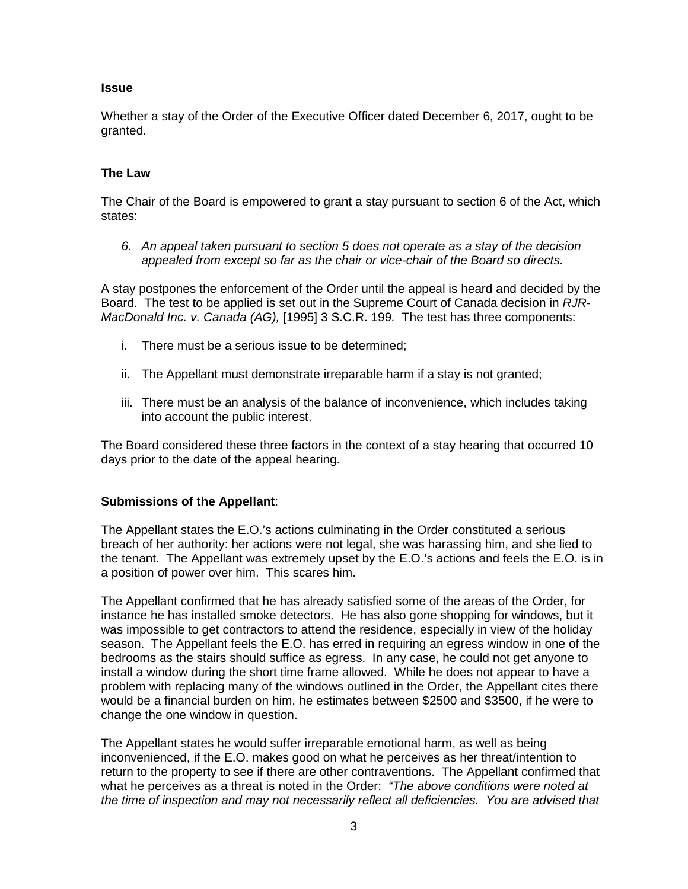**Issue**

Whether a stay of the Order of the Executive Officer dated December 6, 2017, ought to be granted.

**The Law**

The Chair of the Board is empowered to grant a stay pursuant to section 6 of the Act, which states:

*6. An appeal taken pursuant to section 5 does not operate as a stay of the decision appealed from except so far as the chair or vice-chair of the Board so directs.*

A stay postpones the enforcement of the Order until the appeal is heard and decided by the Board. The test to be applied is set out in the Supreme Court of Canada decision in *RJR-MacDonald Inc. v. Canada (AG),* [1995] 3 S.C.R. 199*.* The test has three components:

i. There must be a serious issue to be determined;

ii. The Appellant must demonstrate irreparable harm if a stay is not granted;

iii. There must be an analysis of the balance of inconvenience, which includes taking into account the public interest.

The Board considered these three factors in the context of a stay hearing that occurred 10 days prior to the date of the appeal hearing.

**Submissions of the Appellant**:

The Appellant states the E.O.'s actions culminating in the Order constituted a serious breach of her authority: her actions were not legal, she was harassing him, and she lied to the tenant. The Appellant was extremely upset by the E.O.'s actions and feels the E.O. is in a position of power over him. This scares him.

The Appellant confirmed that he has already satisfied some of the areas of the Order, for instance he has installed smoke detectors. He has also gone shopping for windows, but it was impossible to get contractors to attend the residence, especially in view of the holiday season. The Appellant feels the E.O. has erred in requiring an egress window in one of the bedrooms as the stairs should suffice as egress. In any case, he could not get anyone to install a window during the short time frame allowed. While he does not appear to have a problem with replacing many of the windows outlined in the Order, the Appellant cites there would be a financial burden on him, he estimates between $2500 and $3500, if he were to change the one window in question.

The Appellant states he would suffer irreparable emotional harm, as well as being inconvenienced, if the E.O. makes good on what he perceives as her threat/intention to return to the property to see if there are other contraventions. The Appellant confirmed that what he perceives as a threat is noted in the Order: *"The above conditions were noted at the time of inspection and may not necessarily reflect all deficiencies. You are advised that*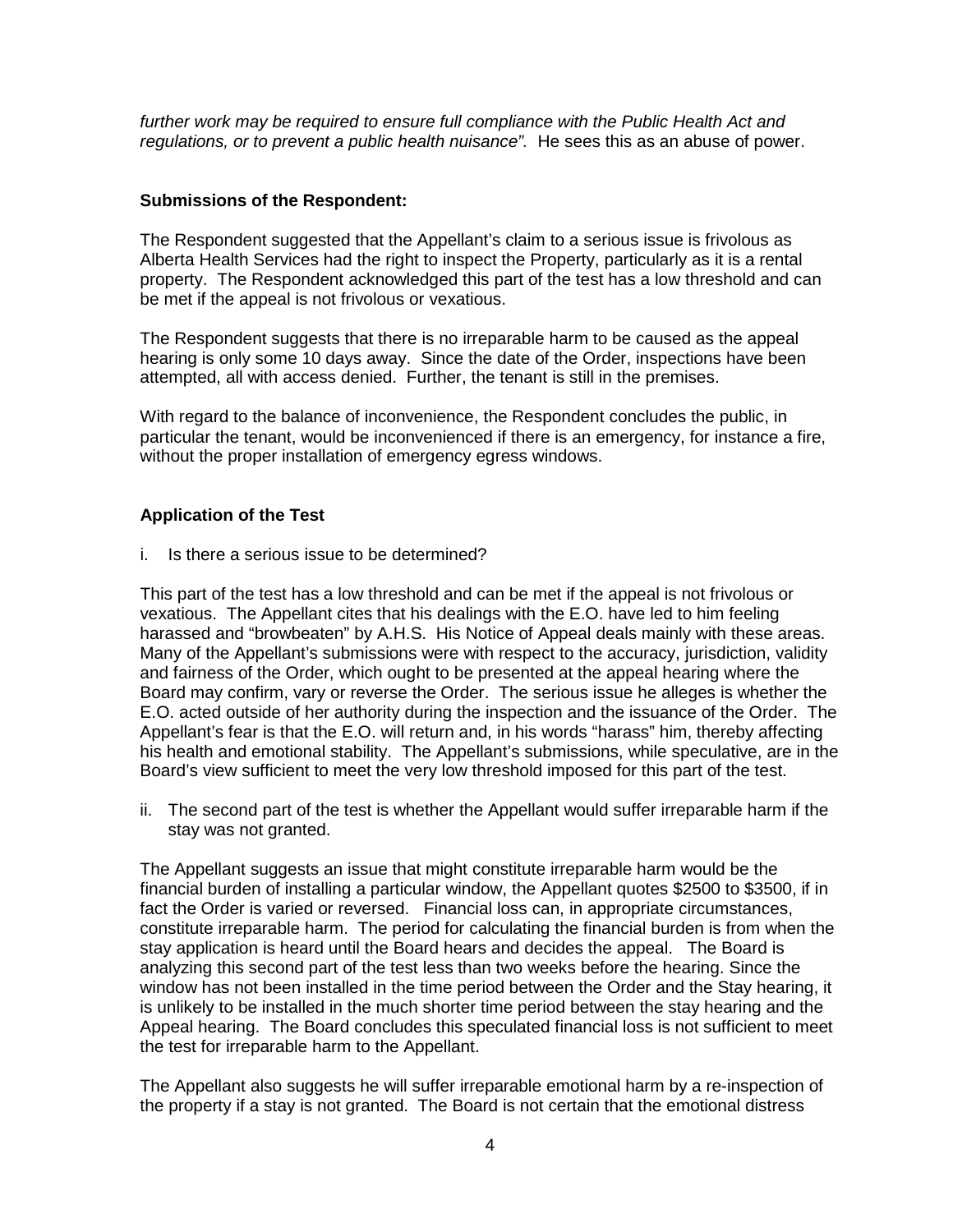*further work may be required to ensure full compliance with the Public Health Act and regulations, or to prevent a public health nuisance".* He sees this as an abuse of power.

**Submissions of the Respondent:**

The Respondent suggested that the Appellant's claim to a serious issue is frivolous as Alberta Health Services had the right to inspect the Property, particularly as it is a rental property. The Respondent acknowledged this part of the test has a low threshold and can be met if the appeal is not frivolous or vexatious.

The Respondent suggests that there is no irreparable harm to be caused as the appeal hearing is only some 10 days away. Since the date of the Order, inspections have been attempted, all with access denied. Further, the tenant is still in the premises.

With regard to the balance of inconvenience, the Respondent concludes the public, in particular the tenant, would be inconvenienced if there is an emergency, for instance a fire, without the proper installation of emergency egress windows.

**Application of the Test**

i. Is there a serious issue to be determined?

This part of the test has a low threshold and can be met if the appeal is not frivolous or vexatious. The Appellant cites that his dealings with the E.O. have led to him feeling harassed and "browbeaten" by A.H.S. His Notice of Appeal deals mainly with these areas. Many of the Appellant's submissions were with respect to the accuracy, jurisdiction, validity and fairness of the Order, which ought to be presented at the appeal hearing where the Board may confirm, vary or reverse the Order. The serious issue he alleges is whether the E.O. acted outside of her authority during the inspection and the issuance of the Order. The Appellant's fear is that the E.O. will return and, in his words "harass" him, thereby affecting his health and emotional stability. The Appellant's submissions, while speculative, are in the Board's view sufficient to meet the very low threshold imposed for this part of the test.

ii. The second part of the test is whether the Appellant would suffer irreparable harm if the stay was not granted.

The Appellant suggests an issue that might constitute irreparable harm would be the financial burden of installing a particular window, the Appellant quotes $2500 to $3500, if in fact the Order is varied or reversed. Financial loss can, in appropriate circumstances, constitute irreparable harm. The period for calculating the financial burden is from when the stay application is heard until the Board hears and decides the appeal. The Board is analyzing this second part of the test less than two weeks before the hearing. Since the window has not been installed in the time period between the Order and the Stay hearing, it is unlikely to be installed in the much shorter time period between the stay hearing and the Appeal hearing. The Board concludes this speculated financial loss is not sufficient to meet the test for irreparable harm to the Appellant.

The Appellant also suggests he will suffer irreparable emotional harm by a re-inspection of the property if a stay is not granted. The Board is not certain that the emotional distress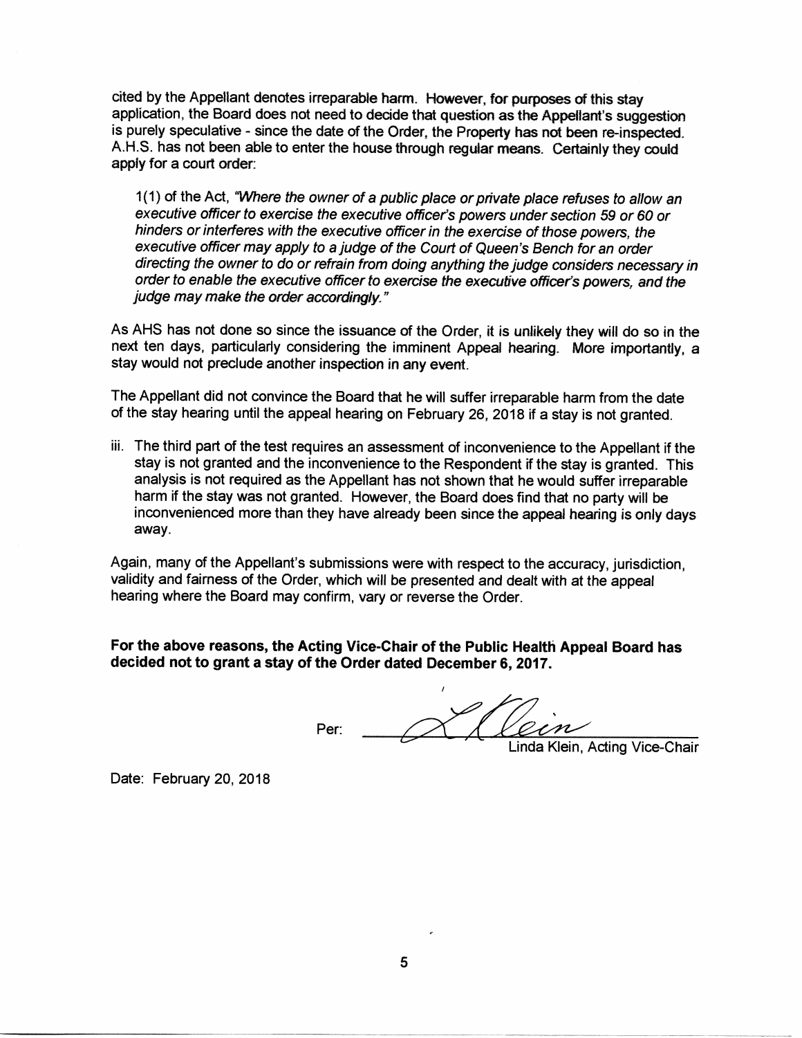cited by the Appellant denotes irreparable harm. However, for purposes of this stay application, the Board does not need to decide that question as the Appellant's suggestion is purely speculative - since the date of the Order, the Property has not been re-inspected. A.H.S. has not been able to enter the house through regular means. Certainly they could apply for a court order:

> 1(1) of the Act, *"Where the owner of a public place or private place refuses to allow an executive officer to exercise the executive officer's powers under section 59 or 60 or hinders or interferes with the executive officer in the exercise of those powers, the executive officer may apply to a judge of the Court of Queen's Bench for an order directing the owner to do or refrain from doing anything the judge considers necessary in order to enable the executive officer to exercise the executive officer's powers, and the judge may make the order accordingly."*

As AHS has not done so since the issuance of the Order, it is unlikely they will do so in the next ten days, particularly considering the imminent Appeal hearing. More importantly, a stay would not preclude another inspection in any event.

The Appellant did not convince the Board that he will suffer irreparable harm from the date of the stay hearing until the appeal hearing on February 26, 2018 if a stay is not granted.

iii. The third part of the test requires an assessment of inconvenience to the Appellant if the stay is not granted and the inconvenience to the Respondent if the stay is granted. This analysis is not required as the Appellant has not shown that he would suffer irreparable harm if the stay was not granted. However, the Board does find that no party will be inconvenienced more than they have already been since the appeal hearing is only days away.

Again, many of the Appellant's submissions were with respect to the accuracy, jurisdiction, validity and fairness of the Order, which will be presented and dealt with at the appeal hearing where the Board may confirm, vary or reverse the Order.

**For the above reasons, the Acting Vice-Chair of the Public Health Appeal Board has decided not to grant a stay of the Order dated December 6, 2017.**

Per: [signature]

Linda Klein, Acting Vice-Chair

Date: February 20, 2018